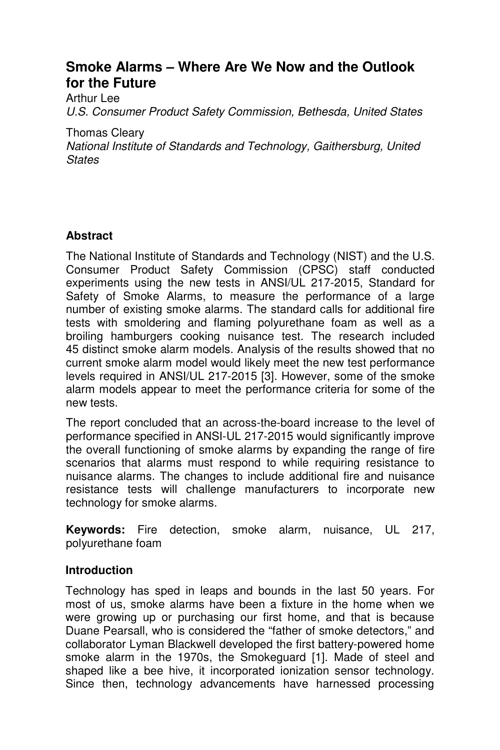# Smoke Alarms – Where Are We Now and the Outlook for the Future

Arthur Lee
*U.S. Consumer Product Safety Commission, Bethesda, United States*

Thomas Cleary
*National Institute of Standards and Technology, Gaithersburg, United States*

### Abstract

The National Institute of Standards and Technology (NIST) and the U.S. Consumer Product Safety Commission (CPSC) staff conducted experiments using the new tests in ANSI/UL 217-2015, Standard for Safety of Smoke Alarms, to measure the performance of a large number of existing smoke alarms. The standard calls for additional fire tests with smoldering and flaming polyurethane foam as well as a broiling hamburgers cooking nuisance test. The research included 45 distinct smoke alarm models. Analysis of the results showed that no current smoke alarm model would likely meet the new test performance levels required in ANSI/UL 217-2015 [3]. However, some of the smoke alarm models appear to meet the performance criteria for some of the new tests.

The report concluded that an across-the-board increase to the level of performance specified in ANSI-UL 217-2015 would significantly improve the overall functioning of smoke alarms by expanding the range of fire scenarios that alarms must respond to while requiring resistance to nuisance alarms. The changes to include additional fire and nuisance resistance tests will challenge manufacturers to incorporate new technology for smoke alarms.

**Keywords:** Fire detection, smoke alarm, nuisance, UL 217, polyurethane foam

### Introduction

Technology has sped in leaps and bounds in the last 50 years. For most of us, smoke alarms have been a fixture in the home when we were growing up or purchasing our first home, and that is because Duane Pearsall, who is considered the "father of smoke detectors," and collaborator Lyman Blackwell developed the first battery-powered home smoke alarm in the 1970s, the Smokeguard [1]. Made of steel and shaped like a bee hive, it incorporated ionization sensor technology. Since then, technology advancements have harnessed processing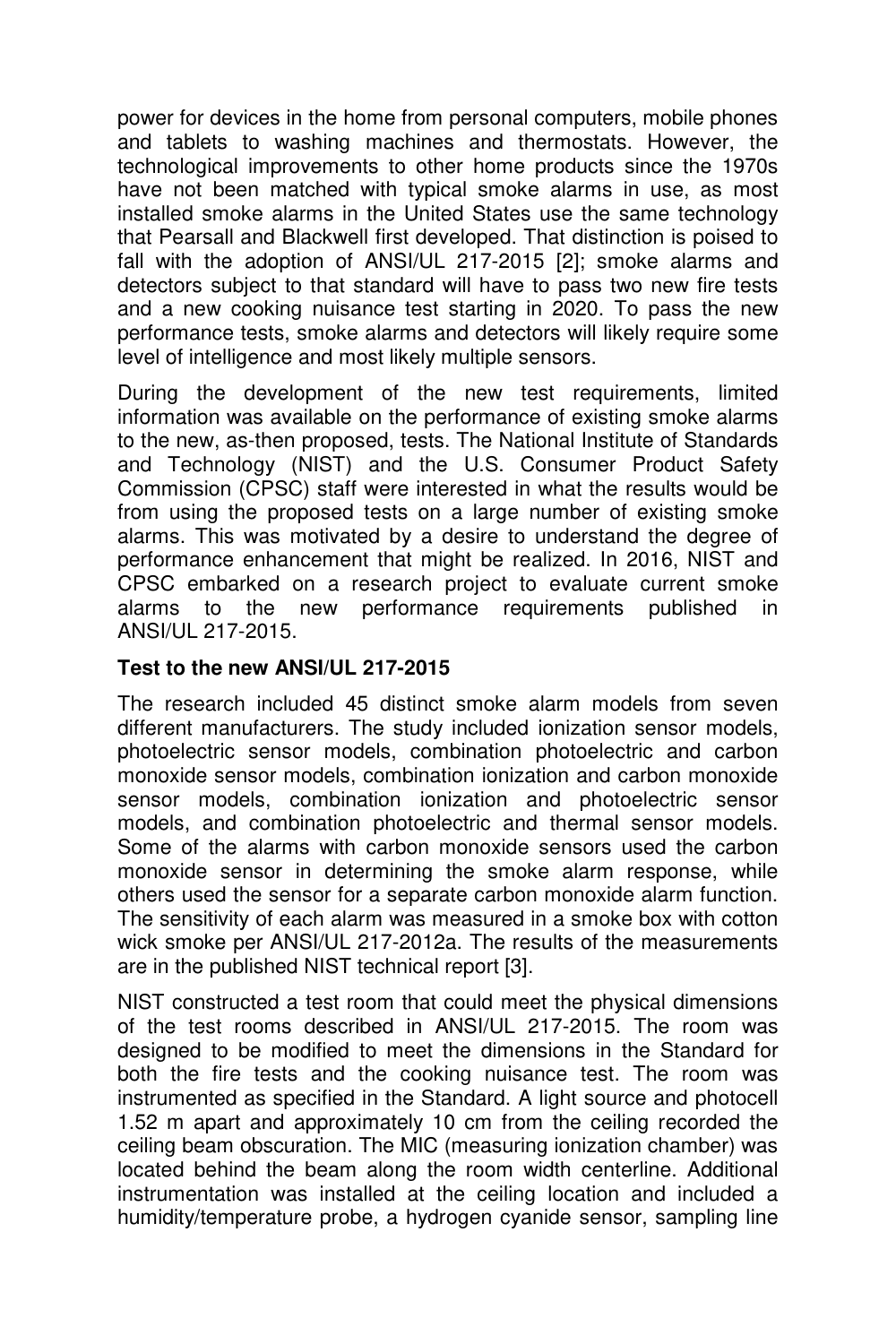power for devices in the home from personal computers, mobile phones and tablets to washing machines and thermostats. However, the technological improvements to other home products since the 1970s have not been matched with typical smoke alarms in use, as most installed smoke alarms in the United States use the same technology that Pearsall and Blackwell first developed. That distinction is poised to fall with the adoption of ANSI/UL 217-2015 [2]; smoke alarms and detectors subject to that standard will have to pass two new fire tests and a new cooking nuisance test starting in 2020. To pass the new performance tests, smoke alarms and detectors will likely require some level of intelligence and most likely multiple sensors.

During the development of the new test requirements, limited information was available on the performance of existing smoke alarms to the new, as-then proposed, tests. The National Institute of Standards and Technology (NIST) and the U.S. Consumer Product Safety Commission (CPSC) staff were interested in what the results would be from using the proposed tests on a large number of existing smoke alarms. This was motivated by a desire to understand the degree of performance enhancement that might be realized. In 2016, NIST and CPSC embarked on a research project to evaluate current smoke alarms to the new performance requirements published in ANSI/UL 217-2015.

**Test to the new ANSI/UL 217-2015**

The research included 45 distinct smoke alarm models from seven different manufacturers. The study included ionization sensor models, photoelectric sensor models, combination photoelectric and carbon monoxide sensor models, combination ionization and carbon monoxide sensor models, combination ionization and photoelectric sensor models, and combination photoelectric and thermal sensor models. Some of the alarms with carbon monoxide sensors used the carbon monoxide sensor in determining the smoke alarm response, while others used the sensor for a separate carbon monoxide alarm function. The sensitivity of each alarm was measured in a smoke box with cotton wick smoke per ANSI/UL 217-2012a. The results of the measurements are in the published NIST technical report [3].

NIST constructed a test room that could meet the physical dimensions of the test rooms described in ANSI/UL 217-2015. The room was designed to be modified to meet the dimensions in the Standard for both the fire tests and the cooking nuisance test. The room was instrumented as specified in the Standard. A light source and photocell 1.52 m apart and approximately 10 cm from the ceiling recorded the ceiling beam obscuration. The MIC (measuring ionization chamber) was located behind the beam along the room width centerline. Additional instrumentation was installed at the ceiling location and included a humidity/temperature probe, a hydrogen cyanide sensor, sampling line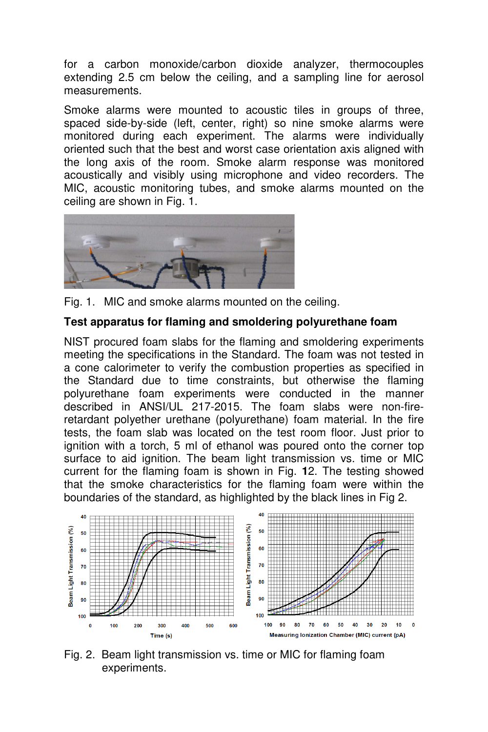for a carbon monoxide/carbon dioxide analyzer, thermocouples extending 2.5 cm below the ceiling, and a sampling line for aerosol measurements.

Smoke alarms were mounted to acoustic tiles in groups of three, spaced side-by-side (left, center, right) so nine smoke alarms were monitored during each experiment. The alarms were individually oriented such that the best and worst case orientation axis aligned with the long axis of the room. Smoke alarm response was monitored acoustically and visibly using microphone and video recorders. The MIC, acoustic monitoring tubes, and smoke alarms mounted on the ceiling are shown in Fig. 1.

Fig. 1. MIC and smoke alarms mounted on the ceiling.

**Test apparatus for flaming and smoldering polyurethane foam**

NIST procured foam slabs for the flaming and smoldering experiments meeting the specifications in the Standard. The foam was not tested in a cone calorimeter to verify the combustion properties as specified in the Standard due to time constraints, but otherwise the flaming polyurethane foam experiments were conducted in the manner described in ANSI/UL 217-2015. The foam slabs were non-fire-retardant polyether urethane (polyurethane) foam material. In the fire tests, the foam slab was located on the test room floor. Just prior to ignition with a torch, 5 ml of ethanol was poured onto the corner top surface to aid ignition. The beam light transmission vs. time or MIC current for the flaming foam is shown in Fig. **1**2. The testing showed that the smoke characteristics for the flaming foam were within the boundaries of the standard, as highlighted by the black lines in Fig 2.

Fig. 2. Beam light transmission vs. time or MIC for flaming foam experiments.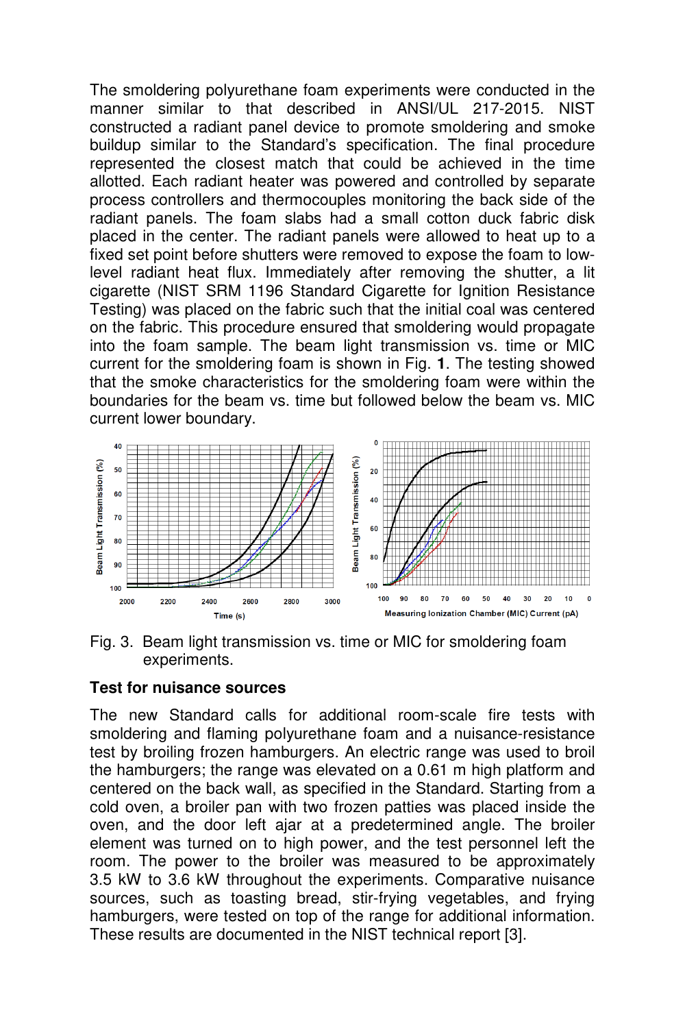The smoldering polyurethane foam experiments were conducted in the manner similar to that described in ANSI/UL 217-2015. NIST constructed a radiant panel device to promote smoldering and smoke buildup similar to the Standard's specification. The final procedure represented the closest match that could be achieved in the time allotted. Each radiant heater was powered and controlled by separate process controllers and thermocouples monitoring the back side of the radiant panels. The foam slabs had a small cotton duck fabric disk placed in the center. The radiant panels were allowed to heat up to a fixed set point before shutters were removed to expose the foam to low-level radiant heat flux. Immediately after removing the shutter, a lit cigarette (NIST SRM 1196 Standard Cigarette for Ignition Resistance Testing) was placed on the fabric such that the initial coal was centered on the fabric. This procedure ensured that smoldering would propagate into the foam sample. The beam light transmission vs. time or MIC current for the smoldering foam is shown in Fig. **1**. The testing showed that the smoke characteristics for the smoldering foam were within the boundaries for the beam vs. time but followed below the beam vs. MIC current lower boundary.

Fig. 3. Beam light transmission vs. time or MIC for smoldering foam experiments.

**Test for nuisance sources**

The new Standard calls for additional room-scale fire tests with smoldering and flaming polyurethane foam and a nuisance-resistance test by broiling frozen hamburgers. An electric range was used to broil the hamburgers; the range was elevated on a 0.61 m high platform and centered on the back wall, as specified in the Standard. Starting from a cold oven, a broiler pan with two frozen patties was placed inside the oven, and the door left ajar at a predetermined angle. The broiler element was turned on to high power, and the test personnel left the room. The power to the broiler was measured to be approximately 3.5 kW to 3.6 kW throughout the experiments. Comparative nuisance sources, such as toasting bread, stir-frying vegetables, and frying hamburgers, were tested on top of the range for additional information. These results are documented in the NIST technical report [3].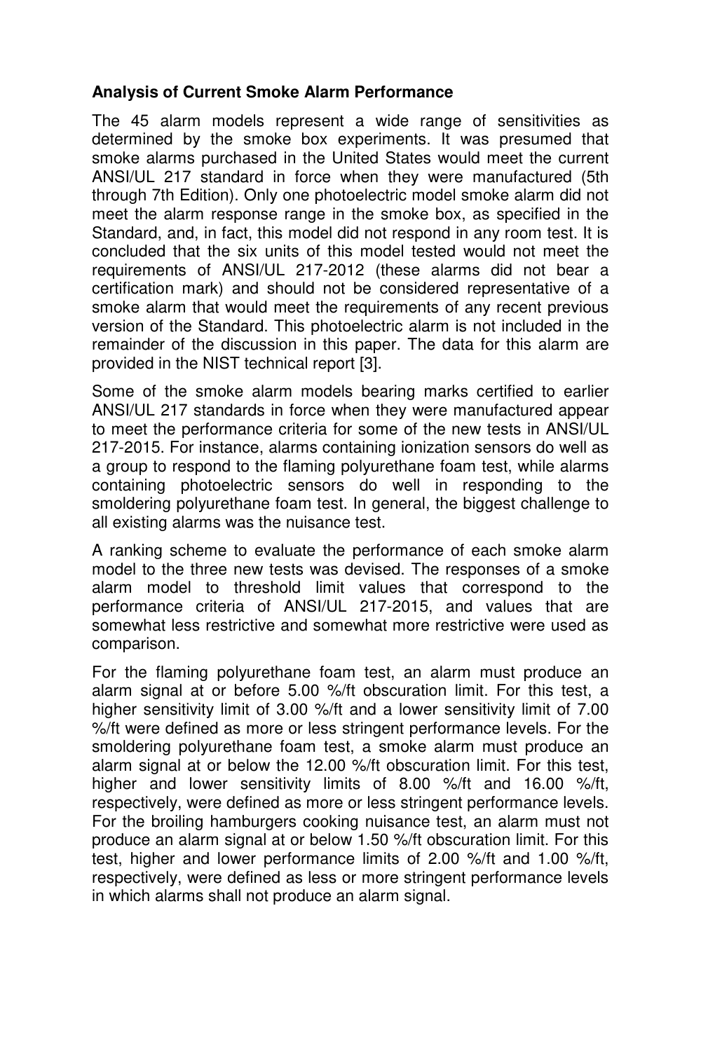**Analysis of Current Smoke Alarm Performance**

The 45 alarm models represent a wide range of sensitivities as determined by the smoke box experiments. It was presumed that smoke alarms purchased in the United States would meet the current ANSI/UL 217 standard in force when they were manufactured (5th through 7th Edition). Only one photoelectric model smoke alarm did not meet the alarm response range in the smoke box, as specified in the Standard, and, in fact, this model did not respond in any room test. It is concluded that the six units of this model tested would not meet the requirements of ANSI/UL 217-2012 (these alarms did not bear a certification mark) and should not be considered representative of a smoke alarm that would meet the requirements of any recent previous version of the Standard. This photoelectric alarm is not included in the remainder of the discussion in this paper. The data for this alarm are provided in the NIST technical report [3].

Some of the smoke alarm models bearing marks certified to earlier ANSI/UL 217 standards in force when they were manufactured appear to meet the performance criteria for some of the new tests in ANSI/UL 217-2015. For instance, alarms containing ionization sensors do well as a group to respond to the flaming polyurethane foam test, while alarms containing photoelectric sensors do well in responding to the smoldering polyurethane foam test. In general, the biggest challenge to all existing alarms was the nuisance test.

A ranking scheme to evaluate the performance of each smoke alarm model to the three new tests was devised. The responses of a smoke alarm model to threshold limit values that correspond to the performance criteria of ANSI/UL 217-2015, and values that are somewhat less restrictive and somewhat more restrictive were used as comparison.

For the flaming polyurethane foam test, an alarm must produce an alarm signal at or before 5.00 %/ft obscuration limit. For this test, a higher sensitivity limit of 3.00 %/ft and a lower sensitivity limit of 7.00 %/ft were defined as more or less stringent performance levels. For the smoldering polyurethane foam test, a smoke alarm must produce an alarm signal at or below the 12.00 %/ft obscuration limit. For this test, higher and lower sensitivity limits of 8.00 %/ft and 16.00 %/ft, respectively, were defined as more or less stringent performance levels. For the broiling hamburgers cooking nuisance test, an alarm must not produce an alarm signal at or below 1.50 %/ft obscuration limit. For this test, higher and lower performance limits of 2.00 %/ft and 1.00 %/ft, respectively, were defined as less or more stringent performance levels in which alarms shall not produce an alarm signal.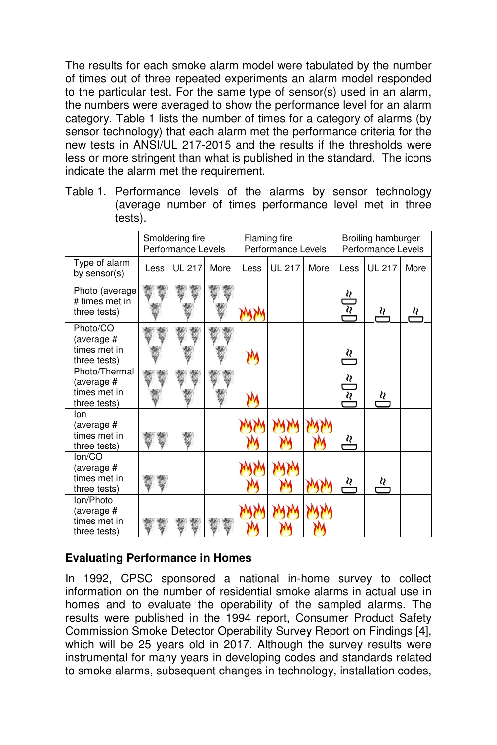The results for each smoke alarm model were tabulated by the number of times out of three repeated experiments an alarm model responded to the particular test. For the same type of sensor(s) used in an alarm, the numbers were averaged to show the performance level for an alarm category. Table 1 lists the number of times for a category of alarms (by sensor technology) that each alarm met the performance criteria for the new tests in ANSI/UL 217-2015 and the results if the thresholds were less or more stringent than what is published in the standard. The icons indicate the alarm met the requirement.

Table 1. Performance levels of the alarms by sensor technology (average number of times performance level met in three tests).

| | Smoldering fire Performance Levels | | | Flaming fire Performance Levels | | | Broiling hamburger Performance Levels | | |
|---|---|---|---|---|---|---|---|---|---|
| Type of alarm by sensor(s) | Less | UL 217 | More | Less | UL 217 | More | Less | UL 217 | More |
| Photo (average # times met in three tests) | 3 | 3 | 3 | 2 | | | 2 | 1 | 1 |
| Photo/CO (average # times met in three tests) | 3 | 3 | 3 | 1 | | | 1 | | |
| Photo/Thermal (average # times met in three tests) | 3 | 3 | 3 | 1 | | | 2 | 1 | |
| Ion (average # times met in three tests) | 2 | 1 | | 3 | 3 | 3 | 1 | | |
| Ion/CO (average # times met in three tests) | 2 | | | 3 | 3 | 2 | 1 | 1 | |
| Ion/Photo (average # times met in three tests) | 2 | 2 | 2 | 3 | 3 | 3 | | | |

**Evaluating Performance in Homes**

In 1992, CPSC sponsored a national in-home survey to collect information on the number of residential smoke alarms in actual use in homes and to evaluate the operability of the sampled alarms. The results were published in the 1994 report, Consumer Product Safety Commission Smoke Detector Operability Survey Report on Findings [4], which will be 25 years old in 2017. Although the survey results were instrumental for many years in developing codes and standards related to smoke alarms, subsequent changes in technology, installation codes,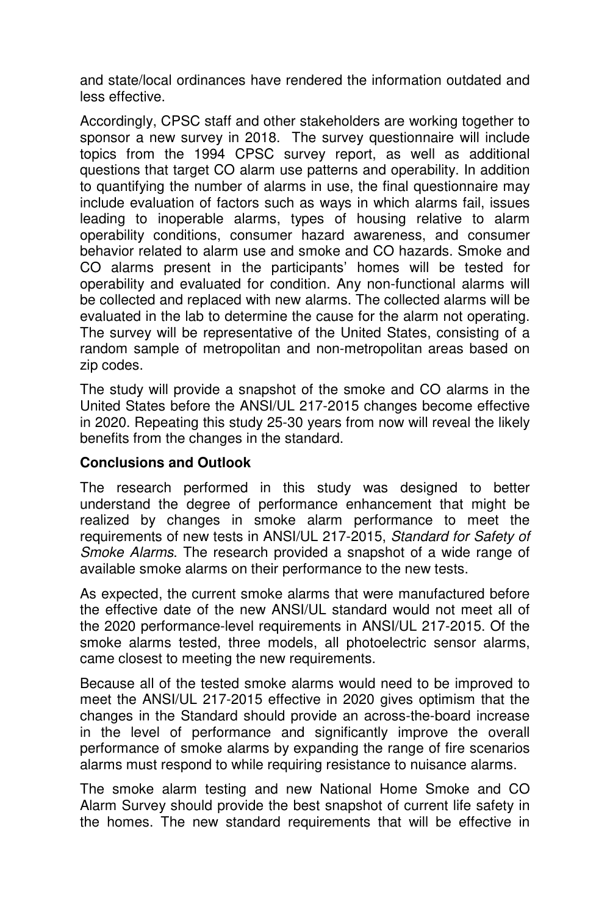and state/local ordinances have rendered the information outdated and less effective.

Accordingly, CPSC staff and other stakeholders are working together to sponsor a new survey in 2018. The survey questionnaire will include topics from the 1994 CPSC survey report, as well as additional questions that target CO alarm use patterns and operability. In addition to quantifying the number of alarms in use, the final questionnaire may include evaluation of factors such as ways in which alarms fail, issues leading to inoperable alarms, types of housing relative to alarm operability conditions, consumer hazard awareness, and consumer behavior related to alarm use and smoke and CO hazards. Smoke and CO alarms present in the participants' homes will be tested for operability and evaluated for condition. Any non-functional alarms will be collected and replaced with new alarms. The collected alarms will be evaluated in the lab to determine the cause for the alarm not operating. The survey will be representative of the United States, consisting of a random sample of metropolitan and non-metropolitan areas based on zip codes.

The study will provide a snapshot of the smoke and CO alarms in the United States before the ANSI/UL 217-2015 changes become effective in 2020. Repeating this study 25-30 years from now will reveal the likely benefits from the changes in the standard.

**Conclusions and Outlook**

The research performed in this study was designed to better understand the degree of performance enhancement that might be realized by changes in smoke alarm performance to meet the requirements of new tests in ANSI/UL 217-2015, *Standard for Safety of Smoke Alarms*. The research provided a snapshot of a wide range of available smoke alarms on their performance to the new tests.

As expected, the current smoke alarms that were manufactured before the effective date of the new ANSI/UL standard would not meet all of the 2020 performance-level requirements in ANSI/UL 217-2015. Of the smoke alarms tested, three models, all photoelectric sensor alarms, came closest to meeting the new requirements.

Because all of the tested smoke alarms would need to be improved to meet the ANSI/UL 217-2015 effective in 2020 gives optimism that the changes in the Standard should provide an across-the-board increase in the level of performance and significantly improve the overall performance of smoke alarms by expanding the range of fire scenarios alarms must respond to while requiring resistance to nuisance alarms.

The smoke alarm testing and new National Home Smoke and CO Alarm Survey should provide the best snapshot of current life safety in the homes. The new standard requirements that will be effective in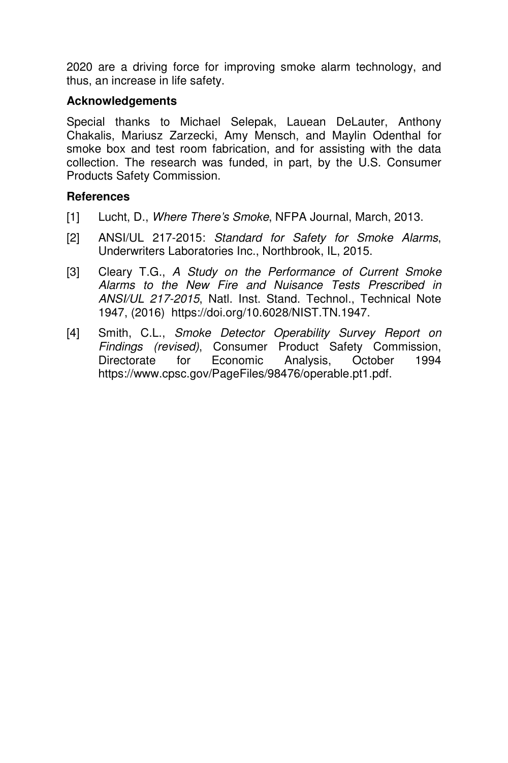2020 are a driving force for improving smoke alarm technology, and thus, an increase in life safety.

## Acknowledgements

Special thanks to Michael Selepak, Lauean DeLauter, Anthony Chakalis, Mariusz Zarzecki, Amy Mensch, and Maylin Odenthal for smoke box and test room fabrication, and for assisting with the data collection. The research was funded, in part, by the U.S. Consumer Products Safety Commission.

## References

[1] Lucht, D., *Where There's Smoke*, NFPA Journal, March, 2013.

[2] ANSI/UL 217-2015: *Standard for Safety for Smoke Alarms*, Underwriters Laboratories Inc., Northbrook, IL, 2015.

[3] Cleary T.G., *A Study on the Performance of Current Smoke Alarms to the New Fire and Nuisance Tests Prescribed in ANSI/UL 217-2015*, Natl. Inst. Stand. Technol., Technical Note 1947, (2016) https://doi.org/10.6028/NIST.TN.1947.

[4] Smith, C.L., *Smoke Detector Operability Survey Report on Findings (revised)*, Consumer Product Safety Commission, Directorate for Economic Analysis, October 1994 https://www.cpsc.gov/PageFiles/98476/operable.pt1.pdf.